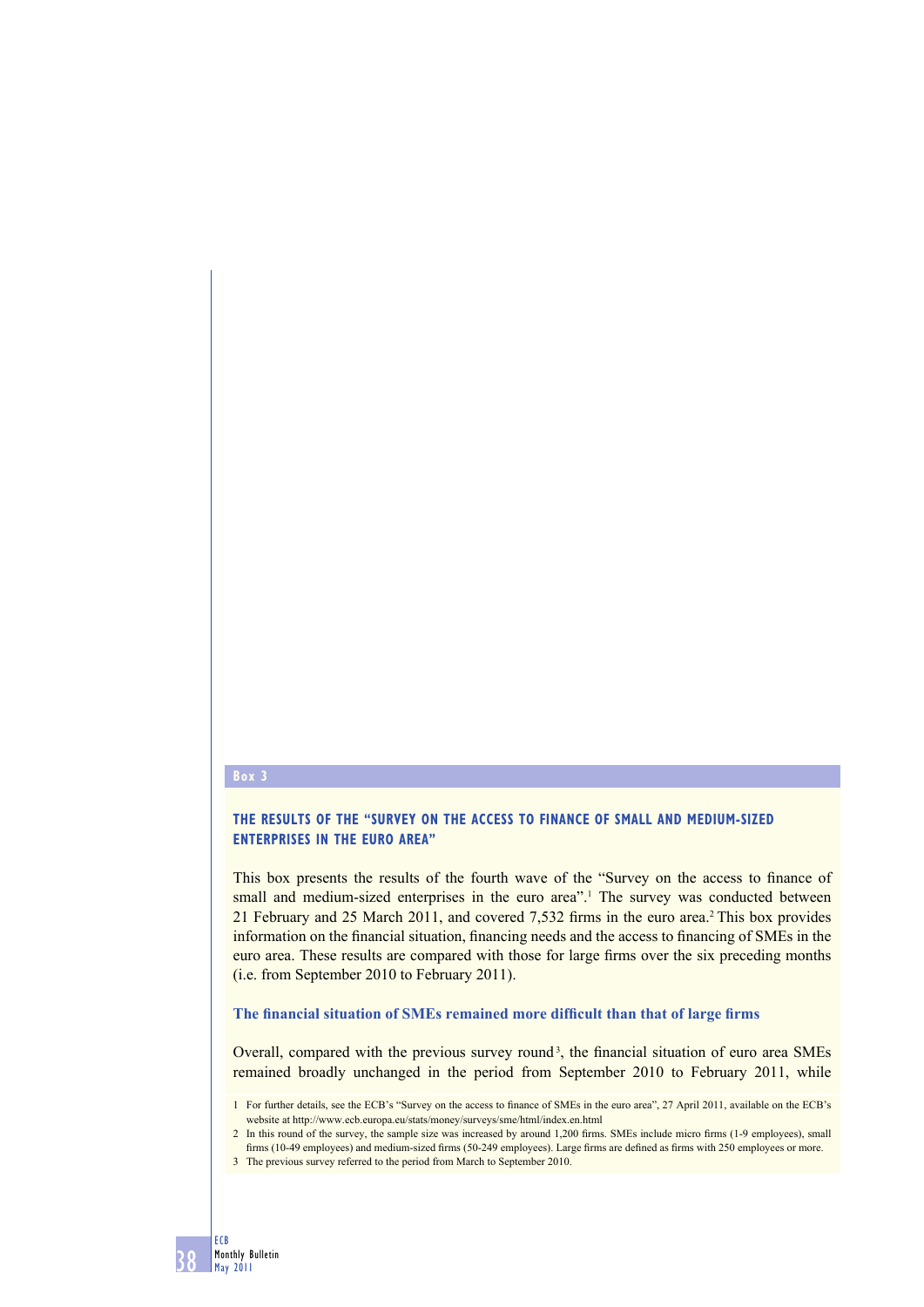## Box 3

### THE RESULTS OF THE "SURVEY ON THE ACCESS TO FINANCE OF SMALL AND MEDIUM-SIZED ENTERPRISES IN THE EURO AREA"

This box presents the results of the fourth wave of the "Survey on the access to finance of small and medium-sized enterprises in the euro area".[1] The survey was conducted between 21 February and 25 March 2011, and covered 7,532 firms in the euro area.[2] This box provides information on the financial situation, financing needs and the access to financing of SMEs in the euro area. These results are compared with those for large firms over the six preceding months (i.e. from September 2010 to February 2011).

#### The financial situation of SMEs remained more difficult than that of large firms

Overall, compared with the previous survey round[3], the financial situation of euro area SMEs remained broadly unchanged in the period from September 2010 to February 2011, while

1 For further details, see the ECB's "Survey on the access to finance of SMEs in the euro area", 27 April 2011, available on the ECB's website at http://www.ecb.europa.eu/stats/money/surveys/sme/html/index.en.html

2 In this round of the survey, the sample size was increased by around 1,200 firms. SMEs include micro firms (1-9 employees), small firms (10-49 employees) and medium-sized firms (50-249 employees). Large firms are defined as firms with 250 employees or more.

3 The previous survey referred to the period from March to September 2010.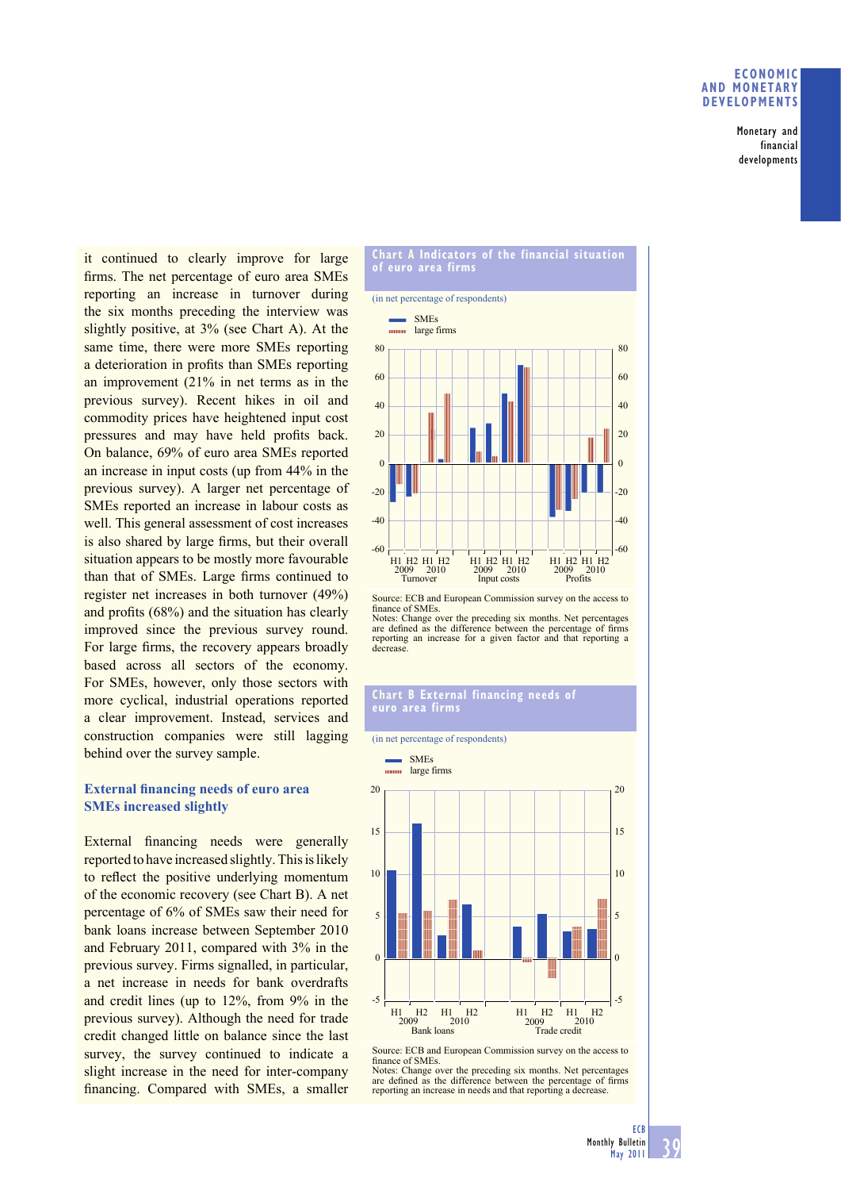it continued to clearly improve for large firms. The net percentage of euro area SMEs reporting an increase in turnover during the six months preceding the interview was slightly positive, at 3% (see Chart A). At the same time, there were more SMEs reporting a deterioration in profits than SMEs reporting an improvement (21% in net terms as in the previous survey). Recent hikes in oil and commodity prices have heightened input cost pressures and may have held profits back. On balance, 69% of euro area SMEs reported an increase in input costs (up from 44% in the previous survey). A larger net percentage of SMEs reported an increase in labour costs as well. This general assessment of cost increases is also shared by large firms, but their overall situation appears to be mostly more favourable than that of SMEs. Large firms continued to register net increases in both turnover (49%) and profits (68%) and the situation has clearly improved since the previous survey round. For large firms, the recovery appears broadly based across all sectors of the economy. For SMEs, however, only those sectors with more cyclical, industrial operations reported a clear improvement. Instead, services and construction companies were still lagging behind over the survey sample.

### External financing needs of euro area SMEs increased slightly

External financing needs were generally reported to have increased slightly. This is likely to reflect the positive underlying momentum of the economic recovery (see Chart B). A net percentage of 6% of SMEs saw their need for bank loans increase between September 2010 and February 2011, compared with 3% in the previous survey. Firms signalled, in particular, a net increase in needs for bank overdrafts and credit lines (up to 12%, from 9% in the previous survey). Although the need for trade credit changed little on balance since the last survey, the survey continued to indicate a slight increase in the need for inter-company financing. Compared with SMEs, a smaller

**Chart A Indicators of the financial situation of euro area firms**

(in net percentage of respondents)

Source: ECB and European Commission survey on the access to finance of SMEs.
Notes: Change over the preceding six months. Net percentages are defined as the difference between the percentage of firms reporting an increase for a given factor and that reporting a decrease.

**Chart B External financing needs of euro area firms**

(in net percentage of respondents)

Source: ECB and European Commission survey on the access to finance of SMEs.
Notes: Change over the preceding six months. Net percentages are defined as the difference between the percentage of firms reporting an increase in needs and that reporting a decrease.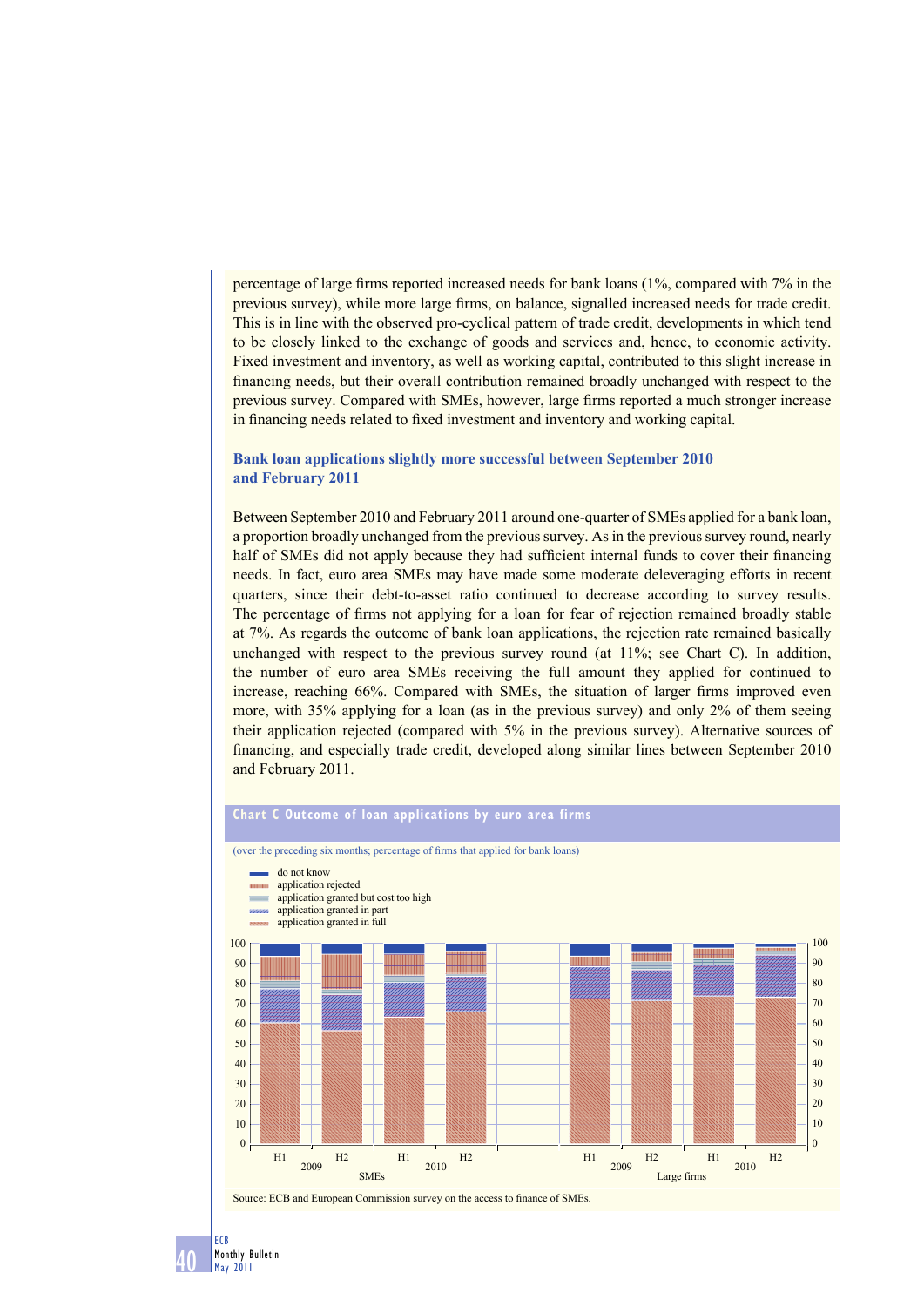percentage of large firms reported increased needs for bank loans (1%, compared with 7% in the previous survey), while more large firms, on balance, signalled increased needs for trade credit. This is in line with the observed pro-cyclical pattern of trade credit, developments in which tend to be closely linked to the exchange of goods and services and, hence, to economic activity. Fixed investment and inventory, as well as working capital, contributed to this slight increase in financing needs, but their overall contribution remained broadly unchanged with respect to the previous survey. Compared with SMEs, however, large firms reported a much stronger increase in financing needs related to fixed investment and inventory and working capital.

### Bank loan applications slightly more successful between September 2010 and February 2011

Between September 2010 and February 2011 around one-quarter of SMEs applied for a bank loan, a proportion broadly unchanged from the previous survey. As in the previous survey round, nearly half of SMEs did not apply because they had sufficient internal funds to cover their financing needs. In fact, euro area SMEs may have made some moderate deleveraging efforts in recent quarters, since their debt-to-asset ratio continued to decrease according to survey results. The percentage of firms not applying for a loan for fear of rejection remained broadly stable at 7%. As regards the outcome of bank loan applications, the rejection rate remained basically unchanged with respect to the previous survey round (at 11%; see Chart C). In addition, the number of euro area SMEs receiving the full amount they applied for continued to increase, reaching 66%. Compared with SMEs, the situation of larger firms improved even more, with 35% applying for a loan (as in the previous survey) and only 2% of them seeing their application rejected (compared with 5% in the previous survey). Alternative sources of financing, and especially trade credit, developed along similar lines between September 2010 and February 2011.

**Chart C Outcome of loan applications by euro area firms**

(over the preceding six months; percentage of firms that applied for bank loans)

Source: ECB and European Commission survey on the access to finance of SMEs.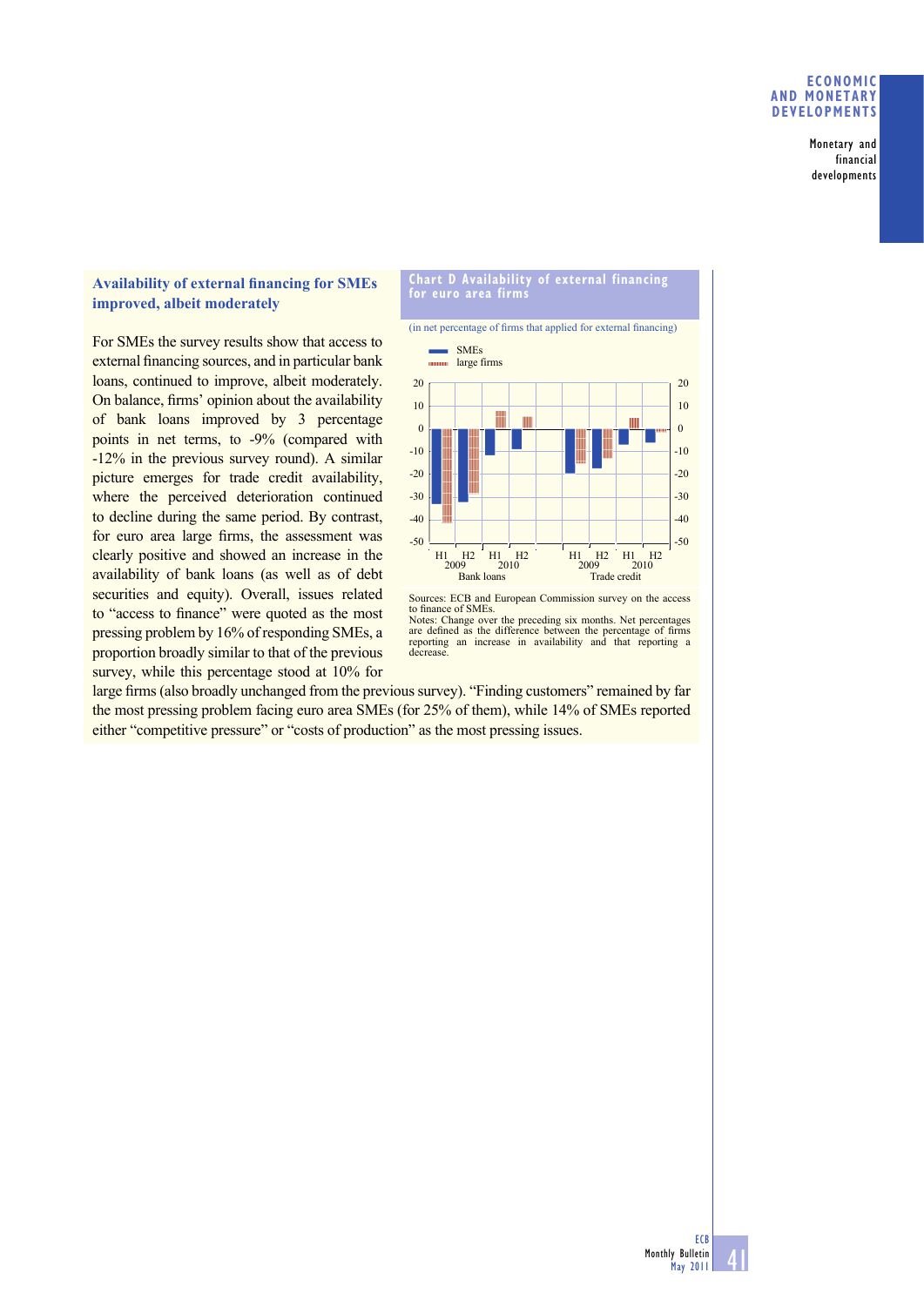### Availability of external financing for SMEs improved, albeit moderately

For SMEs the survey results show that access to external financing sources, and in particular bank loans, continued to improve, albeit moderately. On balance, firms' opinion about the availability of bank loans improved by 3 percentage points in net terms, to -9% (compared with -12% in the previous survey round). A similar picture emerges for trade credit availability, where the perceived deterioration continued to decline during the same period. By contrast, for euro area large firms, the assessment was clearly positive and showed an increase in the availability of bank loans (as well as of debt securities and equity). Overall, issues related to "access to finance" were quoted as the most pressing problem by 16% of responding SMEs, a proportion broadly similar to that of the previous survey, while this percentage stood at 10% for large firms (also broadly unchanged from the previous survey). "Finding customers" remained by far the most pressing problem facing euro area SMEs (for 25% of them), while 14% of SMEs reported either "competitive pressure" or "costs of production" as the most pressing issues.

**Chart D Availability of external financing for euro area firms**

(in net percentage of firms that applied for external financing)

SMEs
large firms

20
10
0
-10
-20
-30
-40
-50

H1 H2 H1 H2
2009 2010
Bank loans

H1 H2 H1 H2
2009 2010
Trade credit

Sources: ECB and European Commission survey on the access to finance of SMEs.
Notes: Change over the preceding six months. Net percentages are defined as the difference between the percentage of firms reporting an increase in availability and that reporting a decrease.